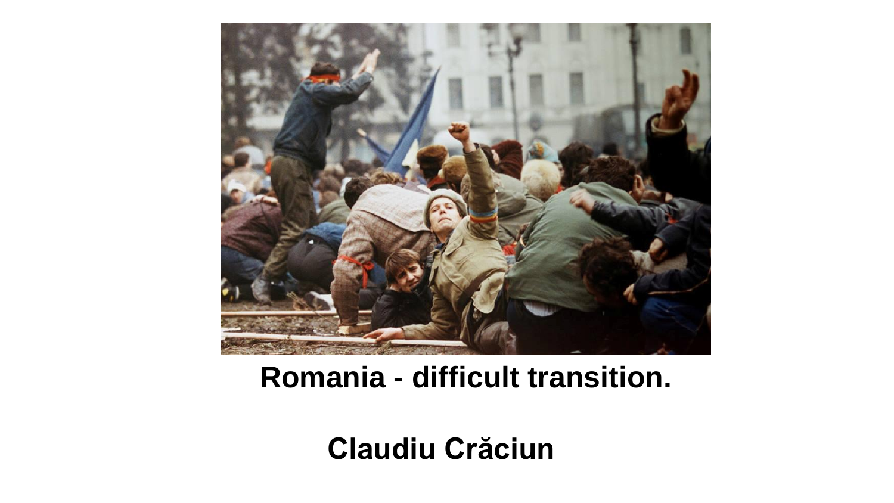# Romania - difficult transition.

**Claudiu Crăciun**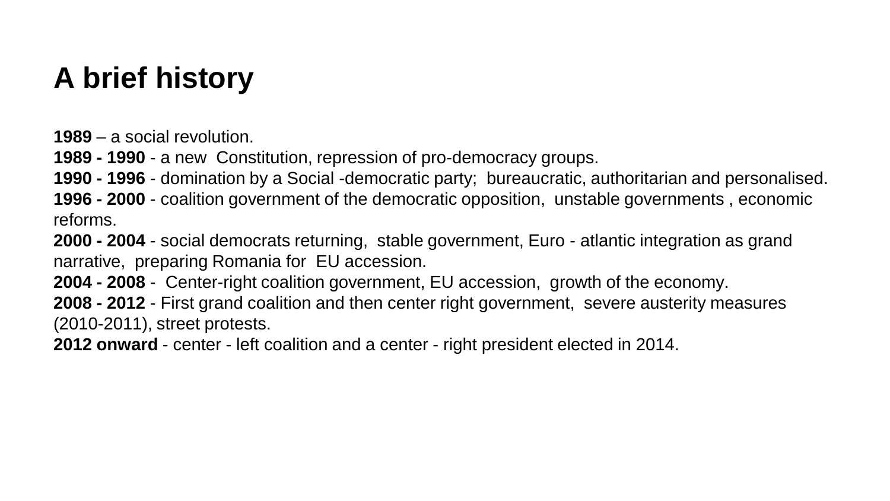# A brief history

**1989** – a social revolution.
**1989 - 1990** - a new Constitution, repression of pro-democracy groups.
**1990 - 1996** - domination by a Social -democratic party; bureaucratic, authoritarian and personalised.
**1996 - 2000** - coalition government of the democratic opposition, unstable governments , economic reforms.
**2000 - 2004** - social democrats returning, stable government, Euro - atlantic integration as grand narrative, preparing Romania for EU accession.
**2004 - 2008** - Center-right coalition government, EU accession, growth of the economy.
**2008 - 2012** - First grand coalition and then center right government, severe austerity measures (2010-2011), street protests.
**2012 onward** - center - left coalition and a center - right president elected in 2014.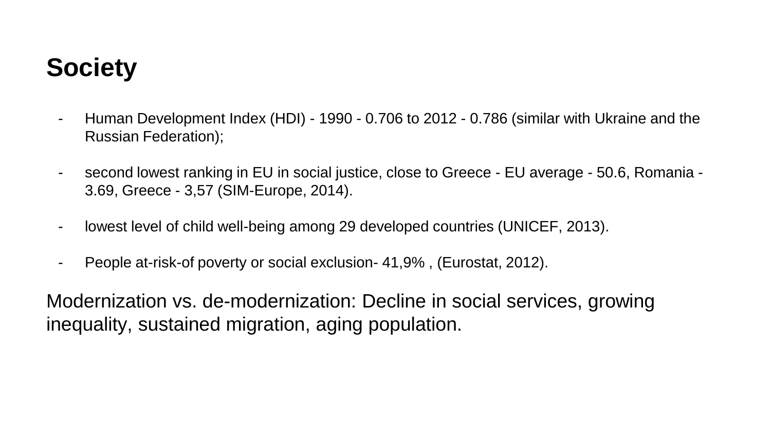# Society

- Human Development Index (HDI) - 1990 - 0.706 to 2012 - 0.786 (similar with Ukraine and the Russian Federation);
- second lowest ranking in EU in social justice, close to Greece - EU average - 50.6, Romania - 3.69, Greece - 3,57 (SIM-Europe, 2014).
- lowest level of child well-being among 29 developed countries (UNICEF, 2013).
- People at-risk-of poverty or social exclusion- 41,9% , (Eurostat, 2012).

Modernization vs. de-modernization: Decline in social services, growing inequality, sustained migration, aging population.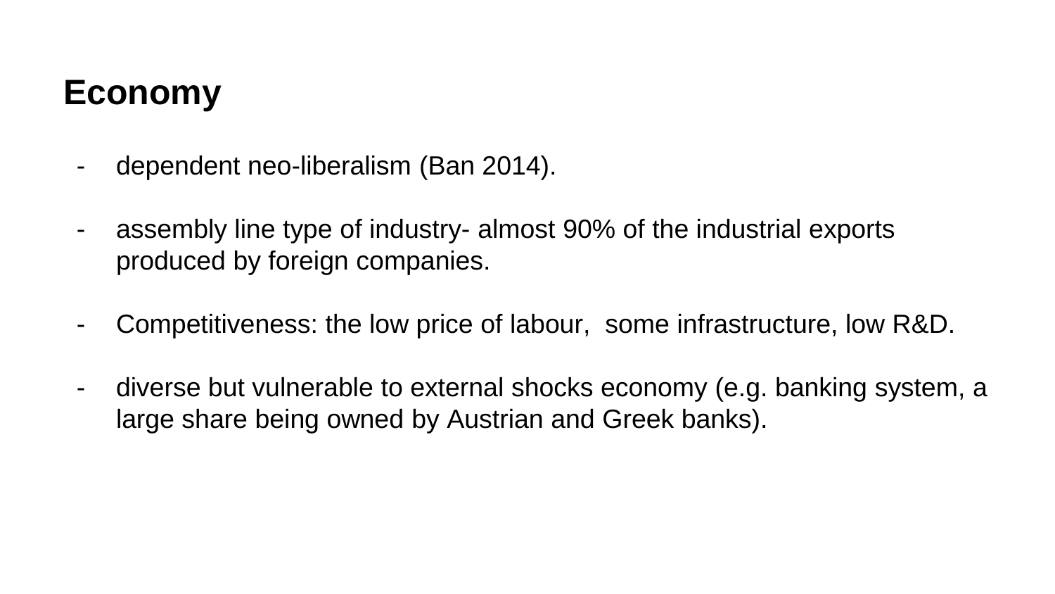# Economy

- dependent neo-liberalism (Ban 2014).

- assembly line type of industry- almost 90% of the industrial exports produced by foreign companies.

- Competitiveness: the low price of labour,  some infrastructure, low R&D.

- diverse but vulnerable to external shocks economy (e.g. banking system, a large share being owned by Austrian and Greek banks).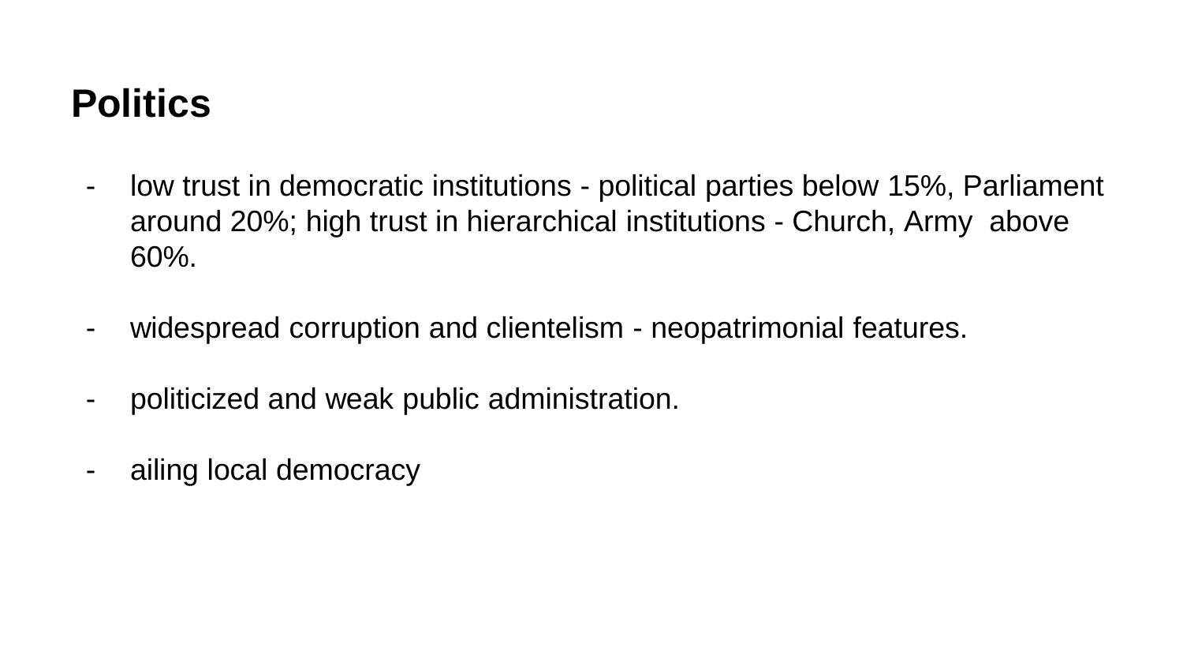# Politics

- low trust in democratic institutions - political parties below 15%, Parliament around 20%; high trust in hierarchical institutions - Church, Army above 60%.

- widespread corruption and clientelism - neopatrimonial features.

- politicized and weak public administration.

- ailing local democracy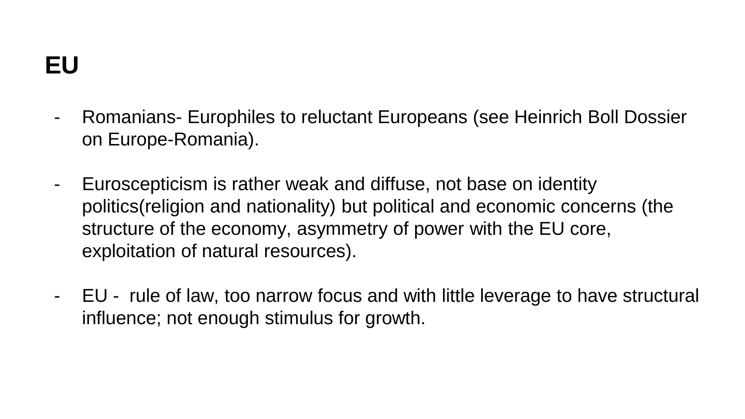# EU

- Romanians- Europhiles to reluctant Europeans (see Heinrich Boll Dossier on Europe-Romania).

- Euroscepticism is rather weak and diffuse, not base on identity politics(religion and nationality) but political and economic concerns (the structure of the economy, asymmetry of power with the EU core, exploitation of natural resources).

- EU - rule of law, too narrow focus and with little leverage to have structural influence; not enough stimulus for growth.